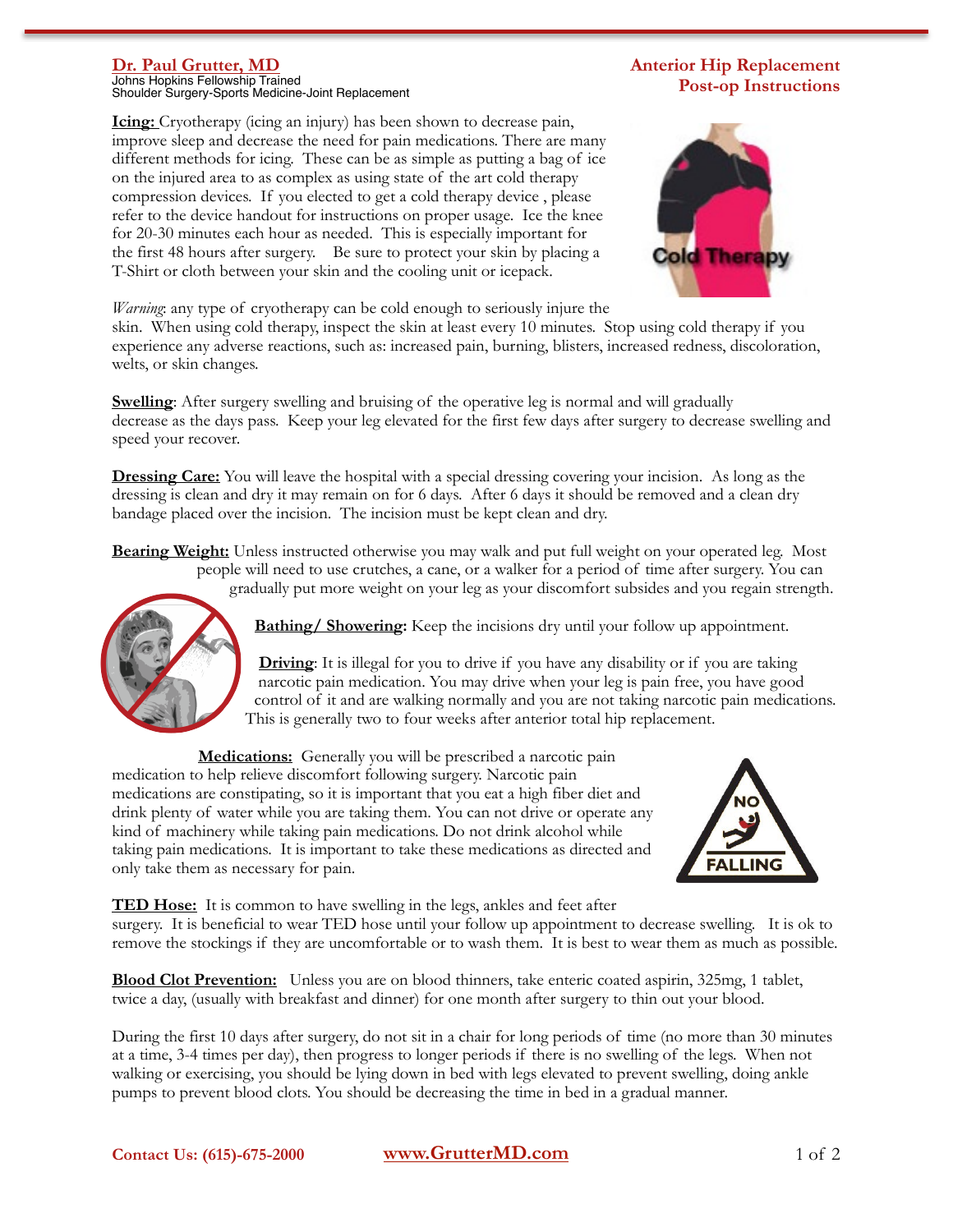**Dr. Paul Grutter, MD**
Johns Hopkins Fellowship Trained
Shoulder Surgery-Sports Medicine-Joint Replacement

# Anterior Hip Replacement Post-op Instructions

**Icing:** Cryotherapy (icing an injury) has been shown to decrease pain, improve sleep and decrease the need for pain medications. There are many different methods for icing. These can be as simple as putting a bag of ice on the injured area to as complex as using state of the art cold therapy compression devices. If you elected to get a cold therapy device , please refer to the device handout for instructions on proper usage. Ice the knee for 20-30 minutes each hour as needed. This is especially important for the first 48 hours after surgery. Be sure to protect your skin by placing a T-Shirt or cloth between your skin and the cooling unit or icepack.

*Warning*: any type of cryotherapy can be cold enough to seriously injure the skin. When using cold therapy, inspect the skin at least every 10 minutes. Stop using cold therapy if you experience any adverse reactions, such as: increased pain, burning, blisters, increased redness, discoloration, welts, or skin changes.

**Swelling**: After surgery swelling and bruising of the operative leg is normal and will gradually decrease as the days pass. Keep your leg elevated for the first few days after surgery to decrease swelling and speed your recover.

**Dressing Care:** You will leave the hospital with a special dressing covering your incision. As long as the dressing is clean and dry it may remain on for 6 days. After 6 days it should be removed and a clean dry bandage placed over the incision. The incision must be kept clean and dry.

**Bearing Weight:** Unless instructed otherwise you may walk and put full weight on your operated leg. Most people will need to use crutches, a cane, or a walker for a period of time after surgery. You can gradually put more weight on your leg as your discomfort subsides and you regain strength.

**Bathing/ Showering:** Keep the incisions dry until your follow up appointment.

**Driving**: It is illegal for you to drive if you have any disability or if you are taking narcotic pain medication. You may drive when your leg is pain free, you have good control of it and are walking normally and you are not taking narcotic pain medications. This is generally two to four weeks after anterior total hip replacement.

**Medications:** Generally you will be prescribed a narcotic pain medication to help relieve discomfort following surgery. Narcotic pain medications are constipating, so it is important that you eat a high fiber diet and drink plenty of water while you are taking them. You can not drive or operate any kind of machinery while taking pain medications. Do not drink alcohol while taking pain medications. It is important to take these medications as directed and only take them as necessary for pain.

**TED Hose:** It is common to have swelling in the legs, ankles and feet after surgery. It is beneficial to wear TED hose until your follow up appointment to decrease swelling. It is ok to remove the stockings if they are uncomfortable or to wash them. It is best to wear them as much as possible.

**Blood Clot Prevention:** Unless you are on blood thinners, take enteric coated aspirin, 325mg, 1 tablet, twice a day, (usually with breakfast and dinner) for one month after surgery to thin out your blood.

During the first 10 days after surgery, do not sit in a chair for long periods of time (no more than 30 minutes at a time, 3-4 times per day), then progress to longer periods if there is no swelling of the legs. When not walking or exercising, you should be lying down in bed with legs elevated to prevent swelling, doing ankle pumps to prevent blood clots. You should be decreasing the time in bed in a gradual manner.

Contact Us: (615)-675-2000 www.GrutterMD.com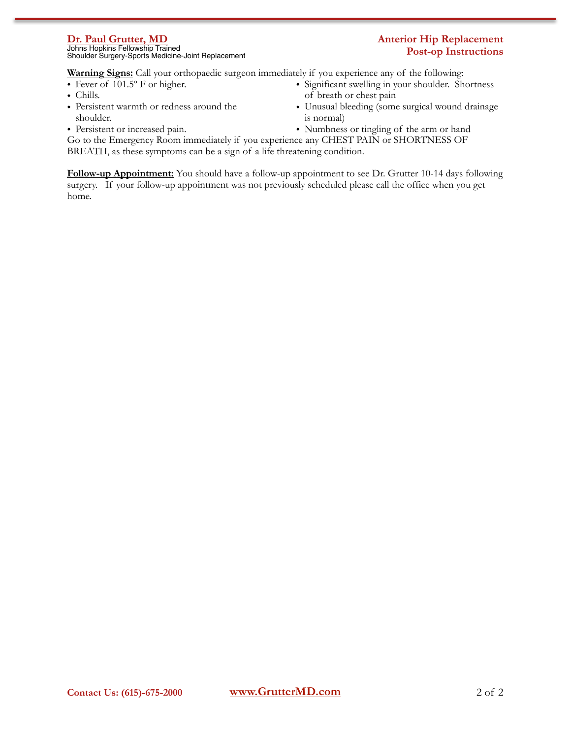**Warning Signs:** Call your orthopaedic surgeon immediately if you experience any of the following:

- Fever of 101.5º F or higher.
- Chills.
- Persistent warmth or redness around the shoulder.
- Persistent or increased pain.
- Significant swelling in your shoulder. Shortness of breath or chest pain
- Unusual bleeding (some surgical wound drainage is normal)
- Numbness or tingling of the arm or hand

Go to the Emergency Room immediately if you experience any CHEST PAIN or SHORTNESS OF BREATH, as these symptoms can be a sign of a life threatening condition.

**Follow-up Appointment:** You should have a follow-up appointment to see Dr. Grutter 10-14 days following surgery. If your follow-up appointment was not previously scheduled please call the office when you get home.